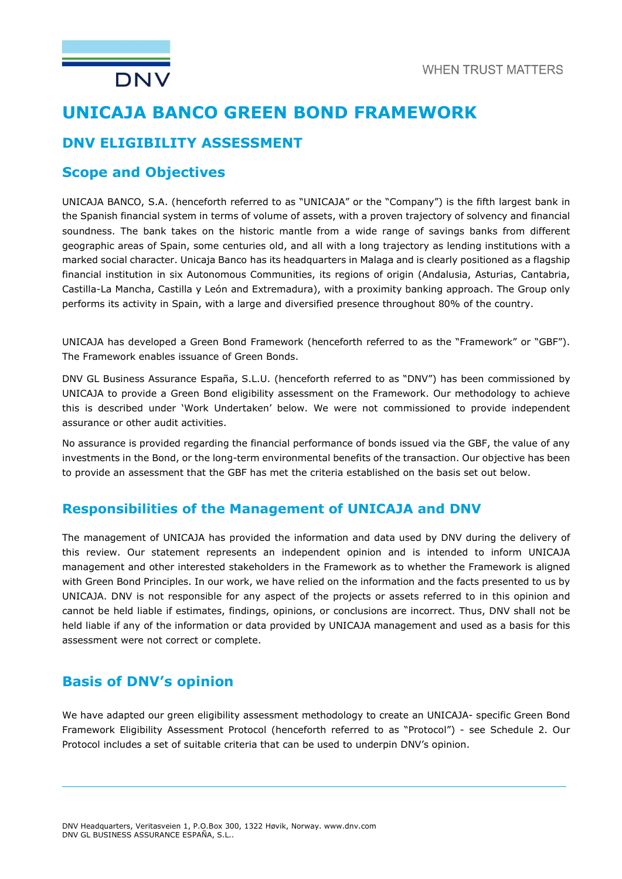# UNICAJA BANCO GREEN BOND FRAMEWORK

## DNV ELIGIBILITY ASSESSMENT

## Scope and Objectives

UNICAJA BANCO, S.A. (henceforth referred to as "UNICAJA" or the "Company") is the fifth largest bank in the Spanish financial system in terms of volume of assets, with a proven trajectory of solvency and financial soundness. The bank takes on the historic mantle from a wide range of savings banks from different geographic areas of Spain, some centuries old, and all with a long trajectory as lending institutions with a marked social character. Unicaja Banco has its headquarters in Malaga and is clearly positioned as a flagship financial institution in six Autonomous Communities, its regions of origin (Andalusia, Asturias, Cantabria, Castilla-La Mancha, Castilla y León and Extremadura), with a proximity banking approach. The Group only performs its activity in Spain, with a large and diversified presence throughout 80% of the country.

UNICAJA has developed a Green Bond Framework (henceforth referred to as the "Framework" or "GBF"). The Framework enables issuance of Green Bonds.

DNV GL Business Assurance España, S.L.U. (henceforth referred to as "DNV") has been commissioned by UNICAJA to provide a Green Bond eligibility assessment on the Framework. Our methodology to achieve this is described under 'Work Undertaken' below. We were not commissioned to provide independent assurance or other audit activities.

No assurance is provided regarding the financial performance of bonds issued via the GBF, the value of any investments in the Bond, or the long-term environmental benefits of the transaction. Our objective has been to provide an assessment that the GBF has met the criteria established on the basis set out below.

## Responsibilities of the Management of UNICAJA and DNV

The management of UNICAJA has provided the information and data used by DNV during the delivery of this review. Our statement represents an independent opinion and is intended to inform UNICAJA management and other interested stakeholders in the Framework as to whether the Framework is aligned with Green Bond Principles. In our work, we have relied on the information and the facts presented to us by UNICAJA. DNV is not responsible for any aspect of the projects or assets referred to in this opinion and cannot be held liable if estimates, findings, opinions, or conclusions are incorrect. Thus, DNV shall not be held liable if any of the information or data provided by UNICAJA management and used as a basis for this assessment were not correct or complete.

## Basis of DNV's opinion

We have adapted our green eligibility assessment methodology to create an UNICAJA- specific Green Bond Framework Eligibility Assessment Protocol (henceforth referred to as "Protocol") - see Schedule 2. Our Protocol includes a set of suitable criteria that can be used to underpin DNV's opinion.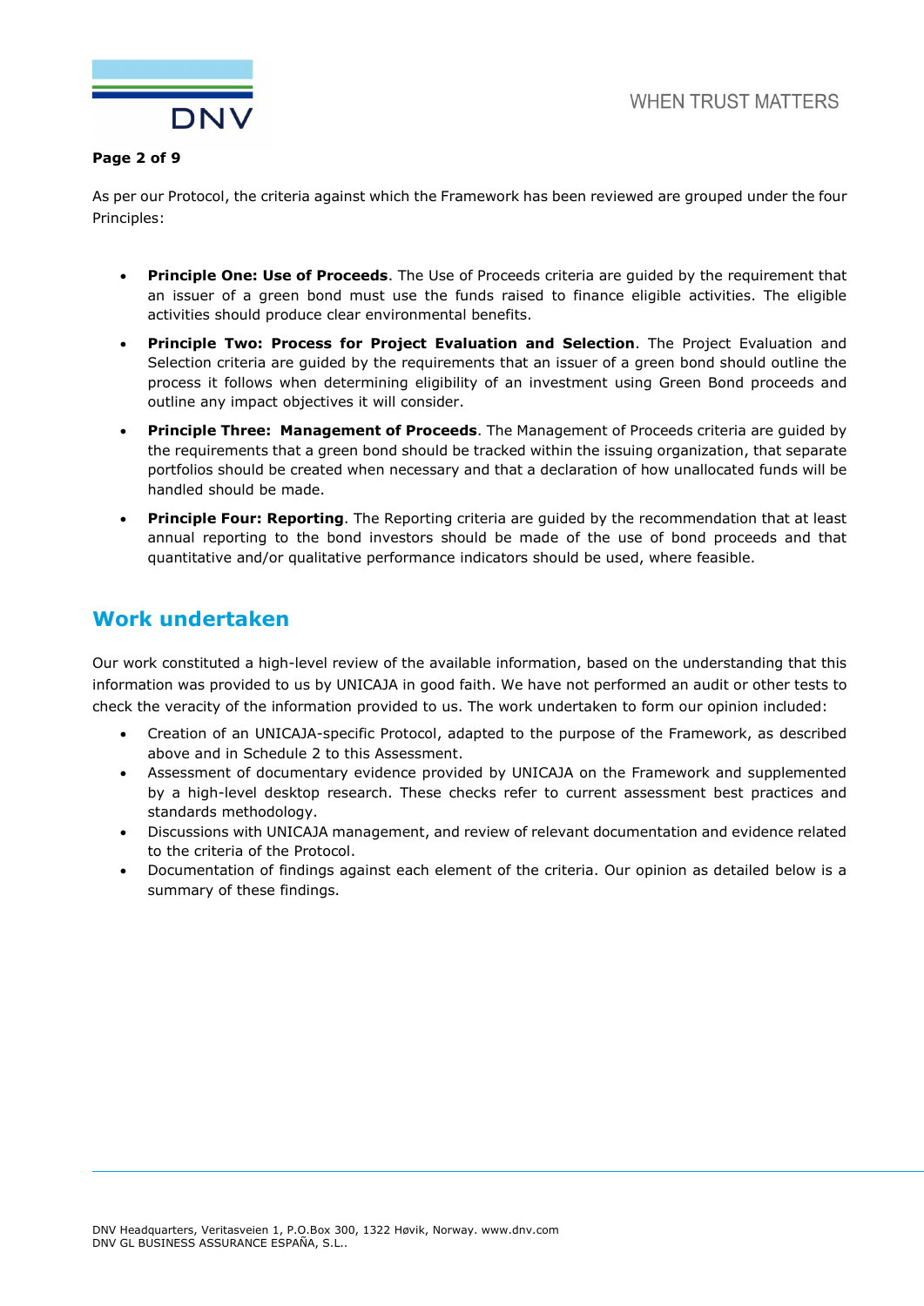As per our Protocol, the criteria against which the Framework has been reviewed are grouped under the four Principles:

- **Principle One: Use of Proceeds**. The Use of Proceeds criteria are guided by the requirement that an issuer of a green bond must use the funds raised to finance eligible activities. The eligible activities should produce clear environmental benefits.
- **Principle Two: Process for Project Evaluation and Selection**. The Project Evaluation and Selection criteria are guided by the requirements that an issuer of a green bond should outline the process it follows when determining eligibility of an investment using Green Bond proceeds and outline any impact objectives it will consider.
- **Principle Three: Management of Proceeds**. The Management of Proceeds criteria are guided by the requirements that a green bond should be tracked within the issuing organization, that separate portfolios should be created when necessary and that a declaration of how unallocated funds will be handled should be made.
- **Principle Four: Reporting**. The Reporting criteria are guided by the recommendation that at least annual reporting to the bond investors should be made of the use of bond proceeds and that quantitative and/or qualitative performance indicators should be used, where feasible.

## Work undertaken

Our work constituted a high-level review of the available information, based on the understanding that this information was provided to us by UNICAJA in good faith. We have not performed an audit or other tests to check the veracity of the information provided to us. The work undertaken to form our opinion included:

- Creation of an UNICAJA-specific Protocol, adapted to the purpose of the Framework, as described above and in Schedule 2 to this Assessment.
- Assessment of documentary evidence provided by UNICAJA on the Framework and supplemented by a high-level desktop research. These checks refer to current assessment best practices and standards methodology.
- Discussions with UNICAJA management, and review of relevant documentation and evidence related to the criteria of the Protocol.
- Documentation of findings against each element of the criteria. Our opinion as detailed below is a summary of these findings.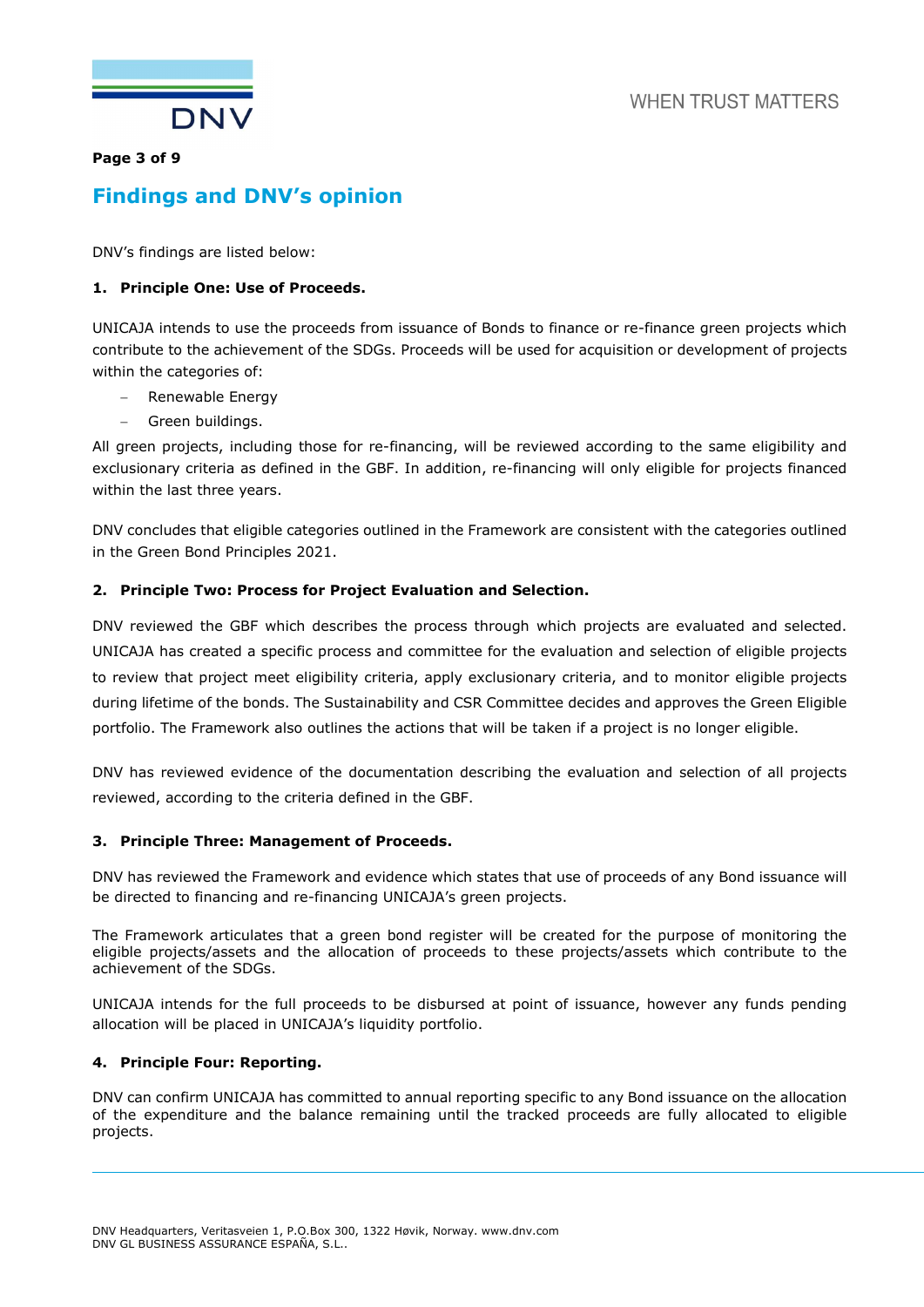## Findings and DNV's opinion

DNV's findings are listed below:

### 1. Principle One: Use of Proceeds.

UNICAJA intends to use the proceeds from issuance of Bonds to finance or re-finance green projects which contribute to the achievement of the SDGs. Proceeds will be used for acquisition or development of projects within the categories of:

- Renewable Energy
- Green buildings.

All green projects, including those for re-financing, will be reviewed according to the same eligibility and exclusionary criteria as defined in the GBF. In addition, re-financing will only eligible for projects financed within the last three years.

DNV concludes that eligible categories outlined in the Framework are consistent with the categories outlined in the Green Bond Principles 2021.

### 2. Principle Two: Process for Project Evaluation and Selection.

DNV reviewed the GBF which describes the process through which projects are evaluated and selected. UNICAJA has created a specific process and committee for the evaluation and selection of eligible projects to review that project meet eligibility criteria, apply exclusionary criteria, and to monitor eligible projects during lifetime of the bonds. The Sustainability and CSR Committee decides and approves the Green Eligible portfolio. The Framework also outlines the actions that will be taken if a project is no longer eligible.

DNV has reviewed evidence of the documentation describing the evaluation and selection of all projects reviewed, according to the criteria defined in the GBF.

### 3. Principle Three: Management of Proceeds.

DNV has reviewed the Framework and evidence which states that use of proceeds of any Bond issuance will be directed to financing and re-financing UNICAJA's green projects.

The Framework articulates that a green bond register will be created for the purpose of monitoring the eligible projects/assets and the allocation of proceeds to these projects/assets which contribute to the achievement of the SDGs.

UNICAJA intends for the full proceeds to be disbursed at point of issuance, however any funds pending allocation will be placed in UNICAJA's liquidity portfolio.

### 4. Principle Four: Reporting.

DNV can confirm UNICAJA has committed to annual reporting specific to any Bond issuance on the allocation of the expenditure and the balance remaining until the tracked proceeds are fully allocated to eligible projects.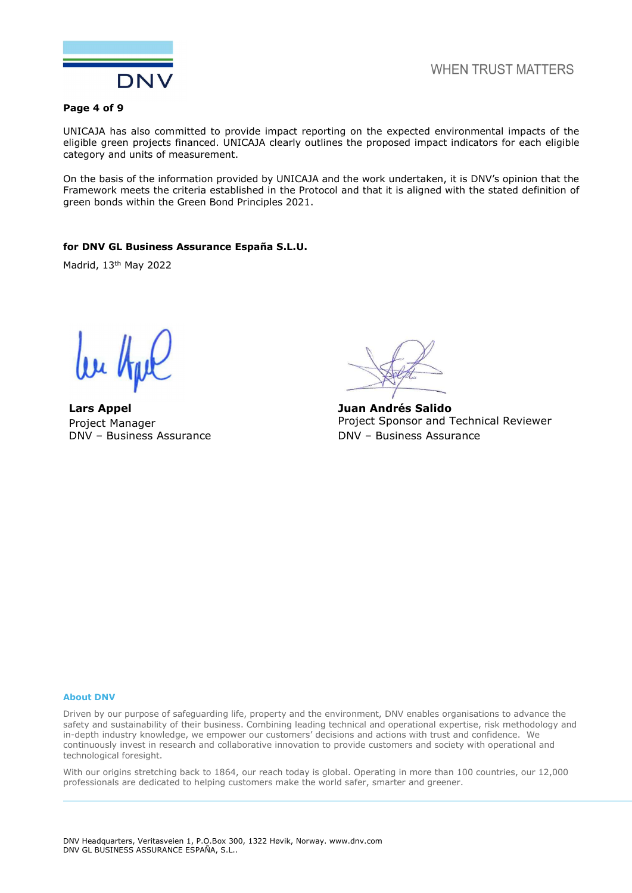UNICAJA has also committed to provide impact reporting on the expected environmental impacts of the eligible green projects financed. UNICAJA clearly outlines the proposed impact indicators for each eligible category and units of measurement.

On the basis of the information provided by UNICAJA and the work undertaken, it is DNV's opinion that the Framework meets the criteria established in the Protocol and that it is aligned with the stated definition of green bonds within the Green Bond Principles 2021.

**for DNV GL Business Assurance España S.L.U.**

Madrid, 13th May 2022

**Lars Appel**
Project Manager
DNV – Business Assurance

**Juan Andrés Salido**
Project Sponsor and Technical Reviewer
DNV – Business Assurance

**About DNV**

Driven by our purpose of safeguarding life, property and the environment, DNV enables organisations to advance the safety and sustainability of their business. Combining leading technical and operational expertise, risk methodology and in-depth industry knowledge, we empower our customers' decisions and actions with trust and confidence. We continuously invest in research and collaborative innovation to provide customers and society with operational and technological foresight.

With our origins stretching back to 1864, our reach today is global. Operating in more than 100 countries, our 12,000 professionals are dedicated to helping customers make the world safer, smarter and greener.

DNV Headquarters, Veritasveien 1, P.O.Box 300, 1322 Høvik, Norway. www.dnv.com
DNV GL BUSINESS ASSURANCE ESPAÑA, S.L..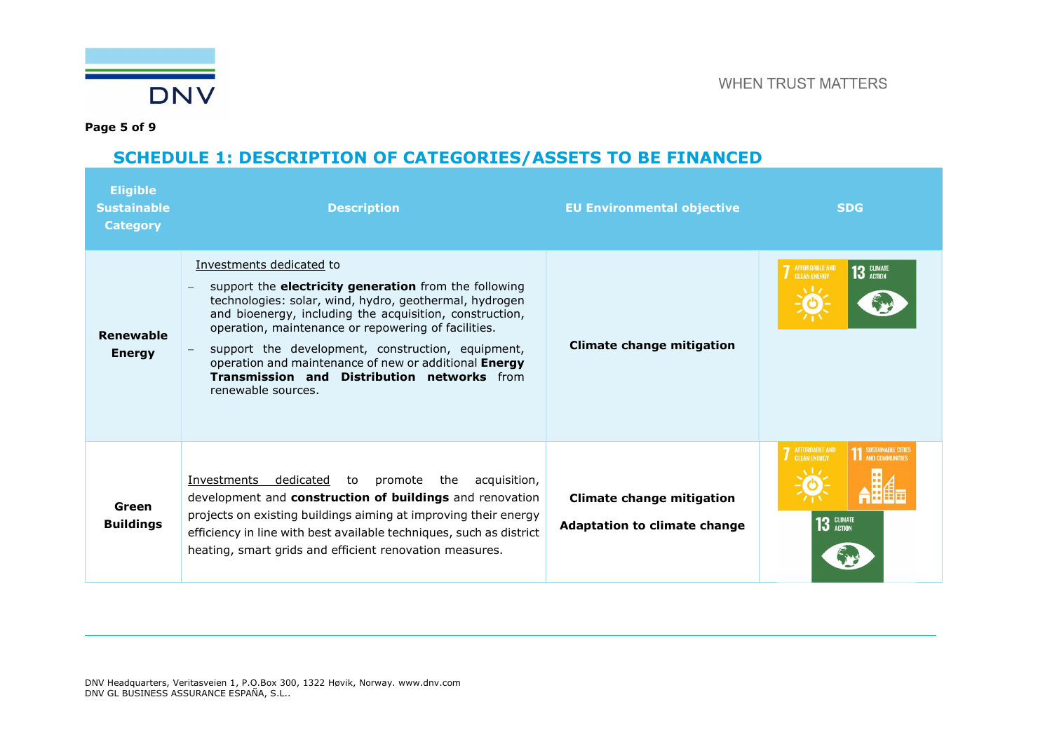## SCHEDULE 1: DESCRIPTION OF CATEGORIES/ASSETS TO BE FINANCED

| Eligible Sustainable Category | Description | EU Environmental objective | SDG |
|---|---|---|---|
| **Renewable Energy** | Investments dedicated to<br>– support the **electricity generation** from the following technologies: solar, wind, hydro, geothermal, hydrogen and bioenergy, including the acquisition, construction, operation, maintenance or repowering of facilities.<br>– support the development, construction, equipment, operation and maintenance of new or additional **Energy Transmission and Distribution networks** from renewable sources. | **Climate change mitigation** | 7 AFFORDABLE AND CLEAN ENERGY; 13 CLIMATE ACTION |
| **Green Buildings** | Investments dedicated to promote the acquisition, development and **construction of buildings** and renovation projects on existing buildings aiming at improving their energy efficiency in line with best available techniques, such as district heating, smart grids and efficient renovation measures. | **Climate change mitigation**<br>**Adaptation to climate change** | 7 AFFORDABLE AND CLEAN ENERGY; 11 SUSTAINABLE CITIES AND COMMUNITIES; 13 CLIMATE ACTION |

DNV Headquarters, Veritasveien 1, P.O.Box 300, 1322 Høvik, Norway. www.dnv.com
DNV GL BUSINESS ASSURANCE ESPAÑA, S.L..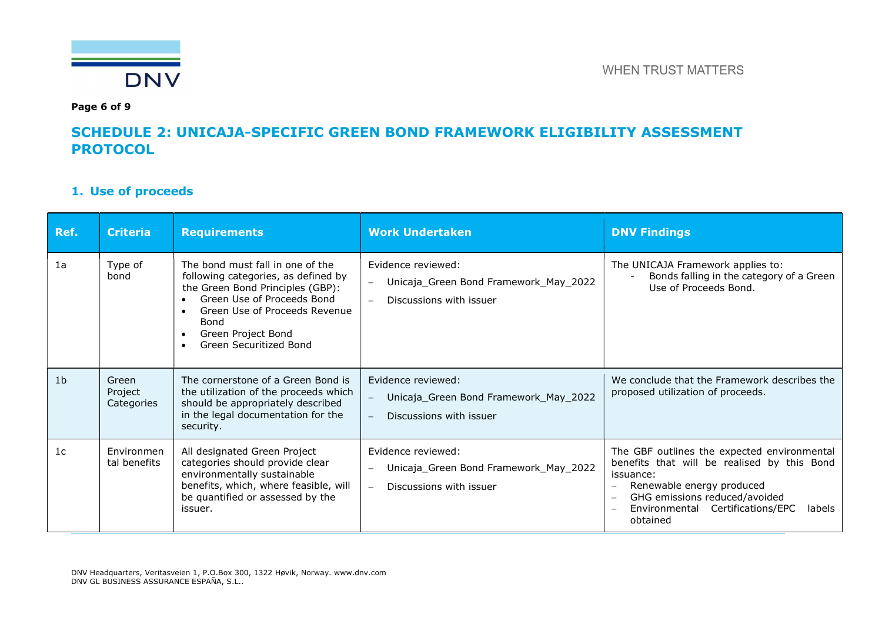## SCHEDULE 2: UNICAJA-SPECIFIC GREEN BOND FRAMEWORK ELIGIBILITY ASSESSMENT PROTOCOL

### 1. Use of proceeds

| Ref. | Criteria | Requirements | Work Undertaken | DNV Findings |
|---|---|---|---|---|
| 1a | Type of bond | The bond must fall in one of the following categories, as defined by the Green Bond Principles (GBP):<br>• Green Use of Proceeds Bond<br>• Green Use of Proceeds Revenue Bond<br>• Green Project Bond<br>• Green Securitized Bond | Evidence reviewed:<br>– Unicaja_Green Bond Framework_May_2022<br>– Discussions with issuer | The UNICAJA Framework applies to:<br>- Bonds falling in the category of a Green Use of Proceeds Bond. |
| 1b | Green Project Categories | The cornerstone of a Green Bond is the utilization of the proceeds which should be appropriately described in the legal documentation for the security. | Evidence reviewed:<br>– Unicaja_Green Bond Framework_May_2022<br>– Discussions with issuer | We conclude that the Framework describes the proposed utilization of proceeds. |
| 1c | Environmental benefits | All designated Green Project categories should provide clear environmentally sustainable benefits, which, where feasible, will be quantified or assessed by the issuer. | Evidence reviewed:<br>– Unicaja_Green Bond Framework_May_2022<br>– Discussions with issuer | The GBF outlines the expected environmental benefits that will be realised by this Bond issuance:<br>– Renewable energy produced<br>– GHG emissions reduced/avoided<br>– Environmental Certifications/EPC labels obtained |

DNV Headquarters, Veritasveien 1, P.O.Box 300, 1322 Høvik, Norway. www.dnv.com
DNV GL BUSINESS ASSURANCE ESPAÑA, S.L..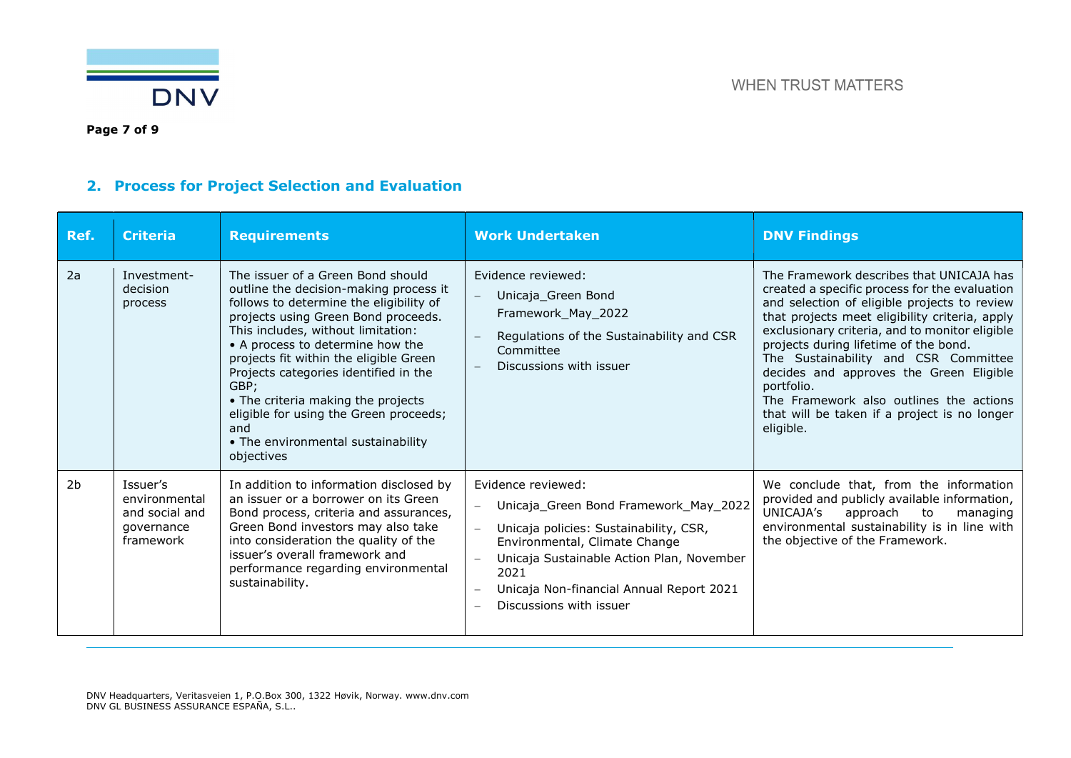## 2. Process for Project Selection and Evaluation

| Ref. | Criteria | Requirements | Work Undertaken | DNV Findings |
|---|---|---|---|---|
| 2a | Investment-decision process | The issuer of a Green Bond should outline the decision-making process it follows to determine the eligibility of projects using Green Bond proceeds. This includes, without limitation: <br>• A process to determine how the projects fit within the eligible Green Projects categories identified in the GBP; <br>• The criteria making the projects eligible for using the Green proceeds; and <br>• The environmental sustainability objectives | Evidence reviewed: <br>– Unicaja_Green Bond Framework_May_2022 <br>– Regulations of the Sustainability and CSR Committee <br>– Discussions with issuer | The Framework describes that UNICAJA has created a specific process for the evaluation and selection of eligible projects to review that projects meet eligibility criteria, apply exclusionary criteria, and to monitor eligible projects during lifetime of the bond. <br>The Sustainability and CSR Committee decides and approves the Green Eligible portfolio. <br>The Framework also outlines the actions that will be taken if a project is no longer eligible. |
| 2b | Issuer's environmental and social and governance framework | In addition to information disclosed by an issuer or a borrower on its Green Bond process, criteria and assurances, Green Bond investors may also take into consideration the quality of the issuer's overall framework and performance regarding environmental sustainability. | Evidence reviewed: <br>– Unicaja_Green Bond Framework_May_2022 <br>– Unicaja policies: Sustainability, CSR, Environmental, Climate Change <br>– Unicaja Sustainable Action Plan, November 2021 <br>– Unicaja Non-financial Annual Report 2021 <br>– Discussions with issuer | We conclude that, from the information provided and publicly available information, UNICAJA's approach to managing environmental sustainability is in line with the objective of the Framework. |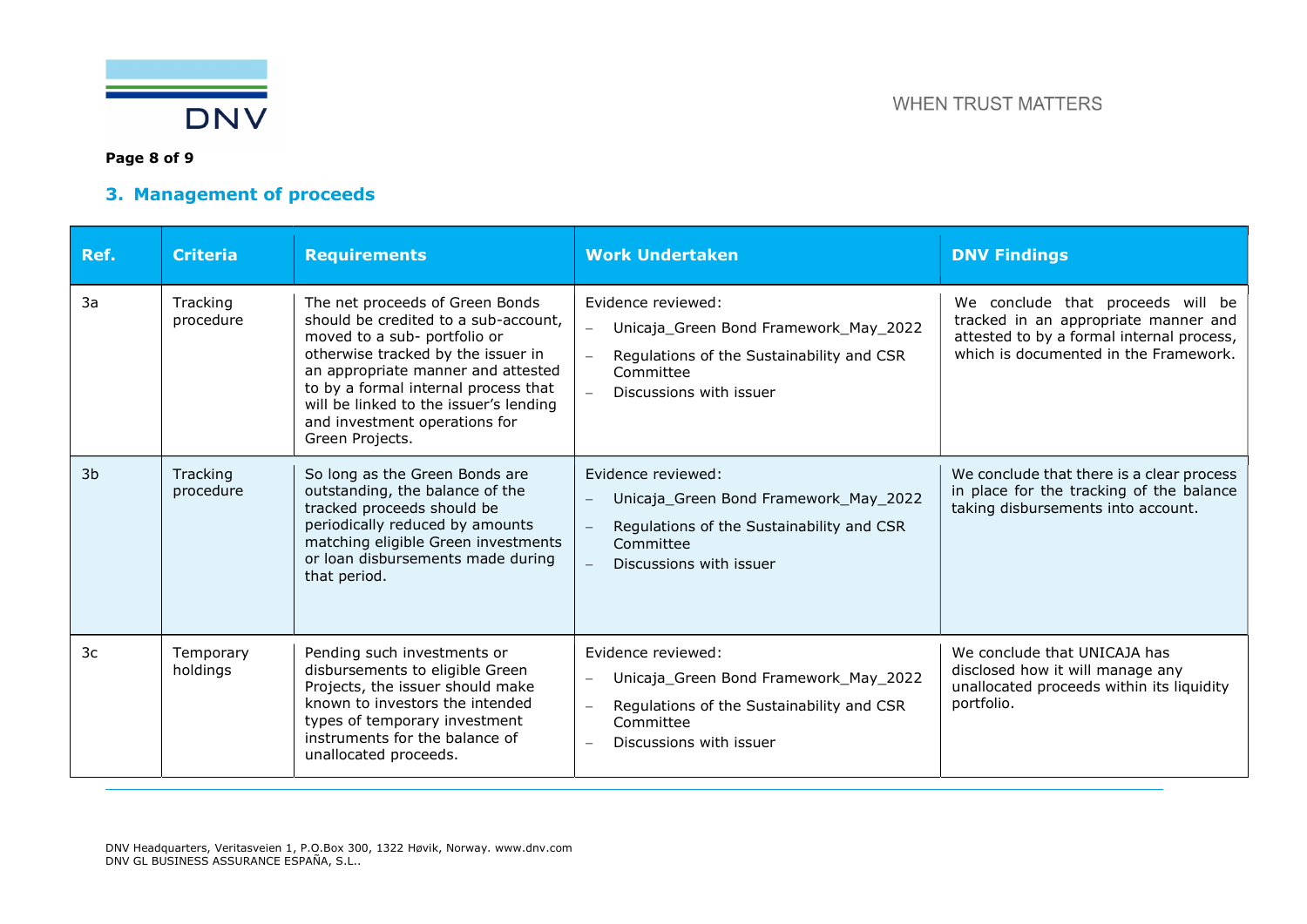## 3. Management of proceeds

| Ref. | Criteria | Requirements | Work Undertaken | DNV Findings |
|---|---|---|---|---|
| 3a | Tracking procedure | The net proceeds of Green Bonds should be credited to a sub-account, moved to a sub- portfolio or otherwise tracked by the issuer in an appropriate manner and attested to by a formal internal process that will be linked to the issuer's lending and investment operations for Green Projects. | Evidence reviewed:<br>– Unicaja_Green Bond Framework_May_2022<br>– Regulations of the Sustainability and CSR Committee<br>– Discussions with issuer | We conclude that proceeds will be tracked in an appropriate manner and attested to by a formal internal process, which is documented in the Framework. |
| 3b | Tracking procedure | So long as the Green Bonds are outstanding, the balance of the tracked proceeds should be periodically reduced by amounts matching eligible Green investments or loan disbursements made during that period. | Evidence reviewed:<br>– Unicaja_Green Bond Framework_May_2022<br>– Regulations of the Sustainability and CSR Committee<br>– Discussions with issuer | We conclude that there is a clear process in place for the tracking of the balance taking disbursements into account. |
| 3c | Temporary holdings | Pending such investments or disbursements to eligible Green Projects, the issuer should make known to investors the intended types of temporary investment instruments for the balance of unallocated proceeds. | Evidence reviewed:<br>– Unicaja_Green Bond Framework_May_2022<br>– Regulations of the Sustainability and CSR Committee<br>– Discussions with issuer | We conclude that UNICAJA has disclosed how it will manage any unallocated proceeds within its liquidity portfolio. |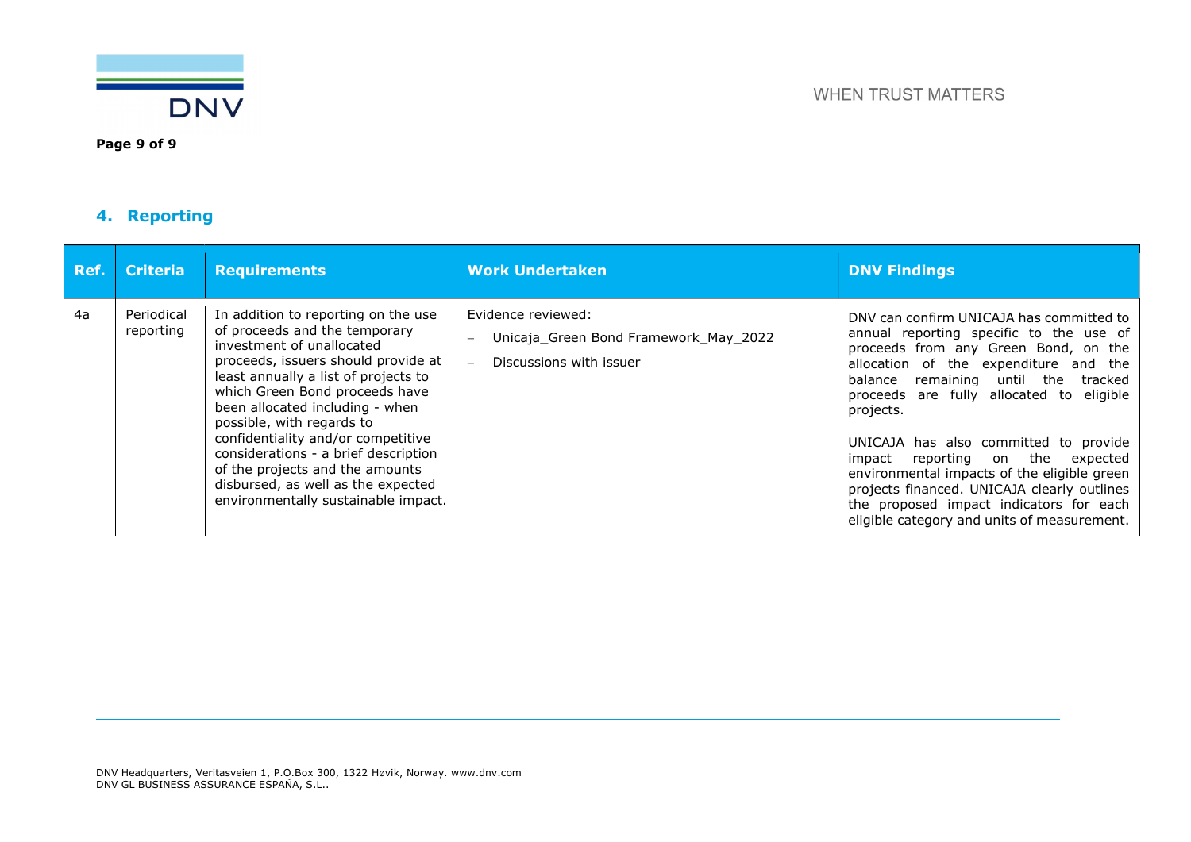## 4. Reporting

| Ref. | Criteria | Requirements | Work Undertaken | DNV Findings |
|---|---|---|---|---|
| 4a | Periodical reporting | In addition to reporting on the use of proceeds and the temporary investment of unallocated proceeds, issuers should provide at least annually a list of projects to which Green Bond proceeds have been allocated including - when possible, with regards to confidentiality and/or competitive considerations - a brief description of the projects and the amounts disbursed, as well as the expected environmentally sustainable impact. | Evidence reviewed:<br>– Unicaja_Green Bond Framework_May_2022<br>– Discussions with issuer | DNV can confirm UNICAJA has committed to annual reporting specific to the use of proceeds from any Green Bond, on the allocation of the expenditure and the balance remaining until the tracked proceeds are fully allocated to eligible projects.<br><br>UNICAJA has also committed to provide impact reporting on the expected environmental impacts of the eligible green projects financed. UNICAJA clearly outlines the proposed impact indicators for each eligible category and units of measurement. |

DNV Headquarters, Veritasveien 1, P.O.Box 300, 1322 Høvik, Norway. www.dnv.com
DNV GL BUSINESS ASSURANCE ESPAÑA, S.L..